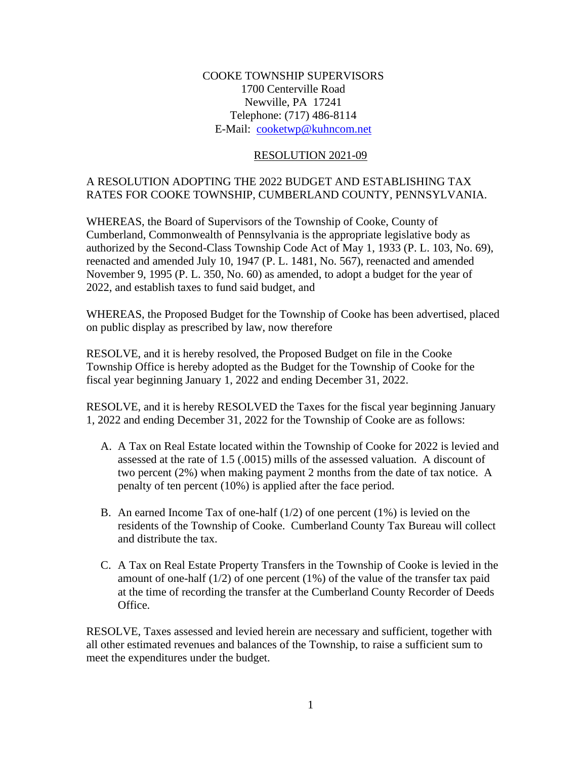COOKE TOWNSHIP SUPERVISORS
1700 Centerville Road
Newville, PA 17241
Telephone: (717) 486-8114
E-Mail: cooketwp@kuhncom.net

## RESOLUTION 2021-09

A RESOLUTION ADOPTING THE 2022 BUDGET AND ESTABLISHING TAX RATES FOR COOKE TOWNSHIP, CUMBERLAND COUNTY, PENNSYLVANIA.

WHEREAS, the Board of Supervisors of the Township of Cooke, County of Cumberland, Commonwealth of Pennsylvania is the appropriate legislative body as authorized by the Second-Class Township Code Act of May 1, 1933 (P. L. 103, No. 69), reenacted and amended July 10, 1947 (P. L. 1481, No. 567), reenacted and amended November 9, 1995 (P. L. 350, No. 60) as amended, to adopt a budget for the year of 2022, and establish taxes to fund said budget, and

WHEREAS, the Proposed Budget for the Township of Cooke has been advertised, placed on public display as prescribed by law, now therefore

RESOLVE, and it is hereby resolved, the Proposed Budget on file in the Cooke Township Office is hereby adopted as the Budget for the Township of Cooke for the fiscal year beginning January 1, 2022 and ending December 31, 2022.

RESOLVE, and it is hereby RESOLVED the Taxes for the fiscal year beginning January 1, 2022 and ending December 31, 2022 for the Township of Cooke are as follows:

A. A Tax on Real Estate located within the Township of Cooke for 2022 is levied and assessed at the rate of 1.5 (.0015) mills of the assessed valuation. A discount of two percent (2%) when making payment 2 months from the date of tax notice. A penalty of ten percent (10%) is applied after the face period.

B. An earned Income Tax of one-half (1/2) of one percent (1%) is levied on the residents of the Township of Cooke. Cumberland County Tax Bureau will collect and distribute the tax.

C. A Tax on Real Estate Property Transfers in the Township of Cooke is levied in the amount of one-half (1/2) of one percent (1%) of the value of the transfer tax paid at the time of recording the transfer at the Cumberland County Recorder of Deeds Office.

RESOLVE, Taxes assessed and levied herein are necessary and sufficient, together with all other estimated revenues and balances of the Township, to raise a sufficient sum to meet the expenditures under the budget.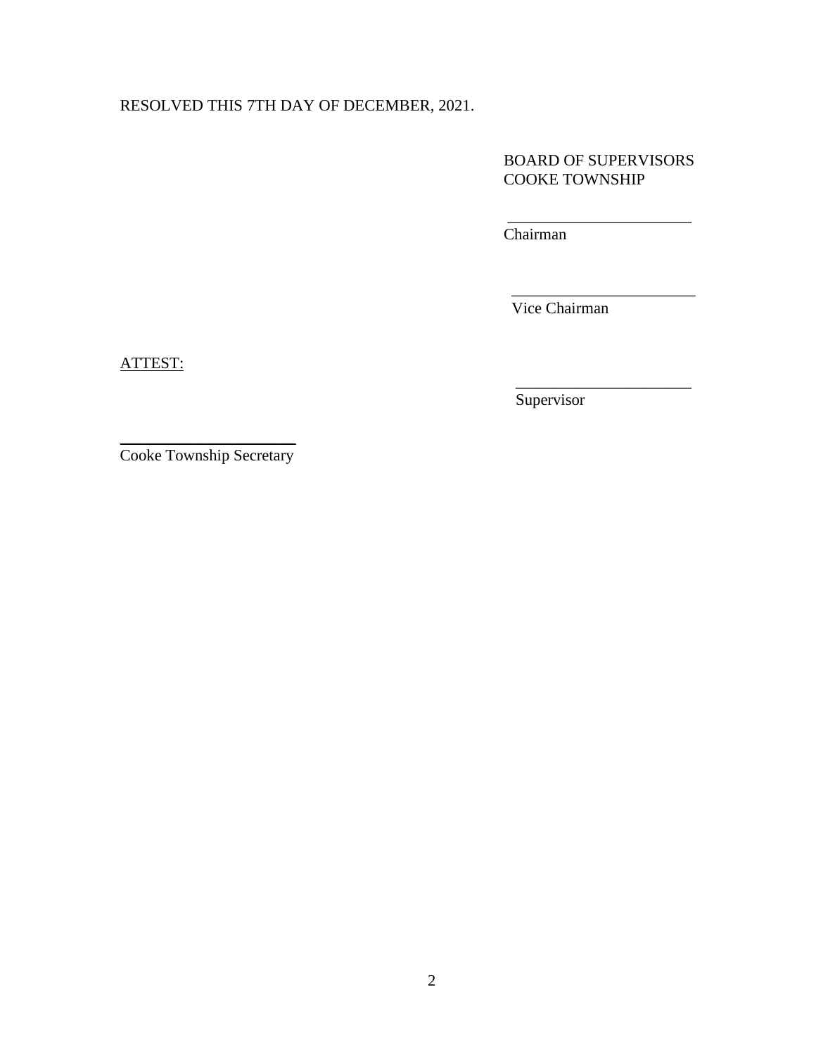RESOLVED THIS 7TH DAY OF DECEMBER, 2021.

BOARD OF SUPERVISORS
COOKE TOWNSHIP

_______________________
Chairman

_______________________
Vice Chairman

ATTEST:

_______________________
Supervisor

_______________________
Cooke Township Secretary